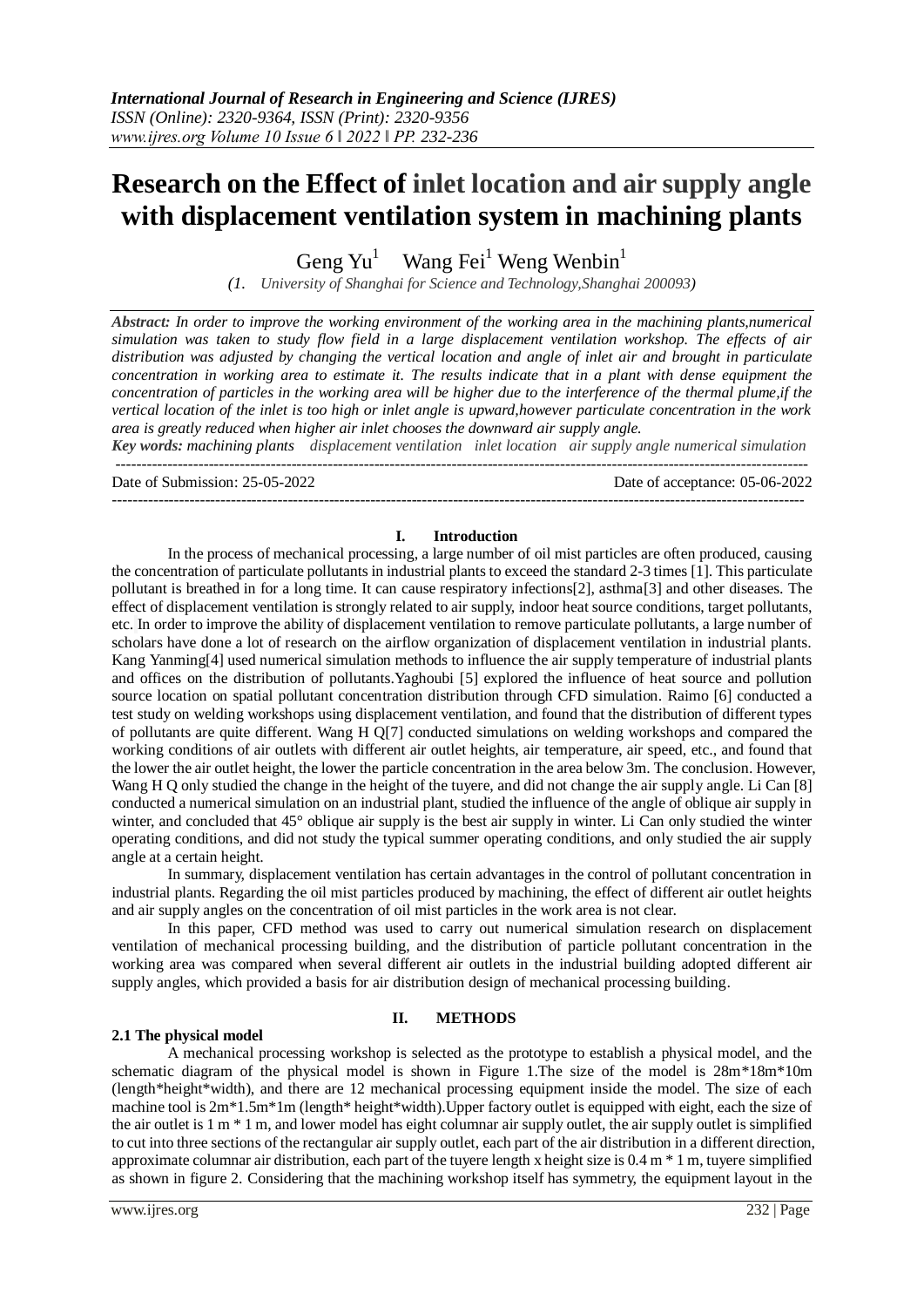# Research on the Effect of inlet location and air supply angle with displacement ventilation system in machining plants

Geng Yu[1] Wang Fei[1] Weng Wenbin[1]

*(1. University of Shanghai for Science and Technology,Shanghai 200093)*

***Abstract:*** *In order to improve the working environment of the working area in the machining plants,numerical simulation was taken to study flow field in a large displacement ventilation workshop. The effects of air distribution was adjusted by changing the vertical location and angle of inlet air and brought in particulate concentration in working area to estimate it. The results indicate that in a plant with dense equipment the concentration of particles in the working area will be higher due to the interference of the thermal plume,if the vertical location of the inlet is too high or inlet angle is upward,however particulate concentration in the work area is greatly reduced when higher air inlet chooses the downward air supply angle.*

***Key words:*** *machining plants displacement ventilation inlet location air supply angle numerical simulation*

---

Date of Submission: 25-05-2022 Date of acceptance: 05-06-2022

---

## I. Introduction

In the process of mechanical processing, a large number of oil mist particles are often produced, causing the concentration of particulate pollutants in industrial plants to exceed the standard 2-3 times [1]. This particulate pollutant is breathed in for a long time. It can cause respiratory infections[2], asthma[3] and other diseases. The effect of displacement ventilation is strongly related to air supply, indoor heat source conditions, target pollutants, etc. In order to improve the ability of displacement ventilation to remove particulate pollutants, a large number of scholars have done a lot of research on the airflow organization of displacement ventilation in industrial plants. Kang Yanming[4] used numerical simulation methods to influence the air supply temperature of industrial plants and offices on the distribution of pollutants.Yaghoubi [5] explored the influence of heat source and pollution source location on spatial pollutant concentration distribution through CFD simulation. Raimo [6] conducted a test study on welding workshops using displacement ventilation, and found that the distribution of different types of pollutants are quite different. Wang H Q[7] conducted simulations on welding workshops and compared the working conditions of air outlets with different air outlet heights, air temperature, air speed, etc., and found that the lower the air outlet height, the lower the particle concentration in the area below 3m. The conclusion. However, Wang H Q only studied the change in the height of the tuyere, and did not change the air supply angle. Li Can [8] conducted a numerical simulation on an industrial plant, studied the influence of the angle of oblique air supply in winter, and concluded that 45° oblique air supply is the best air supply in winter. Li Can only studied the winter operating conditions, and did not study the typical summer operating conditions, and only studied the air supply angle at a certain height.

In summary, displacement ventilation has certain advantages in the control of pollutant concentration in industrial plants. Regarding the oil mist particles produced by machining, the effect of different air outlet heights and air supply angles on the concentration of oil mist particles in the work area is not clear.

In this paper, CFD method was used to carry out numerical simulation research on displacement ventilation of mechanical processing building, and the distribution of particle pollutant concentration in the working area was compared when several different air outlets in the industrial building adopted different air supply angles, which provided a basis for air distribution design of mechanical processing building.

## II. METHODS

### 2.1 The physical model

A mechanical processing workshop is selected as the prototype to establish a physical model, and the schematic diagram of the physical model is shown in Figure 1.The size of the model is 28m*18m*10m (length*height*width), and there are 12 mechanical processing equipment inside the model. The size of each machine tool is 2m*1.5m*1m (length* height*width).Upper factory outlet is equipped with eight, each the size of the air outlet is 1 m * 1 m, and lower model has eight columnar air supply outlet, the air supply outlet is simplified to cut into three sections of the rectangular air supply outlet, each part of the air distribution in a different direction, approximate columnar air distribution, each part of the tuyere length x height size is 0.4 m * 1 m, tuyere simplified as shown in figure 2. Considering that the machining workshop itself has symmetry, the equipment layout in the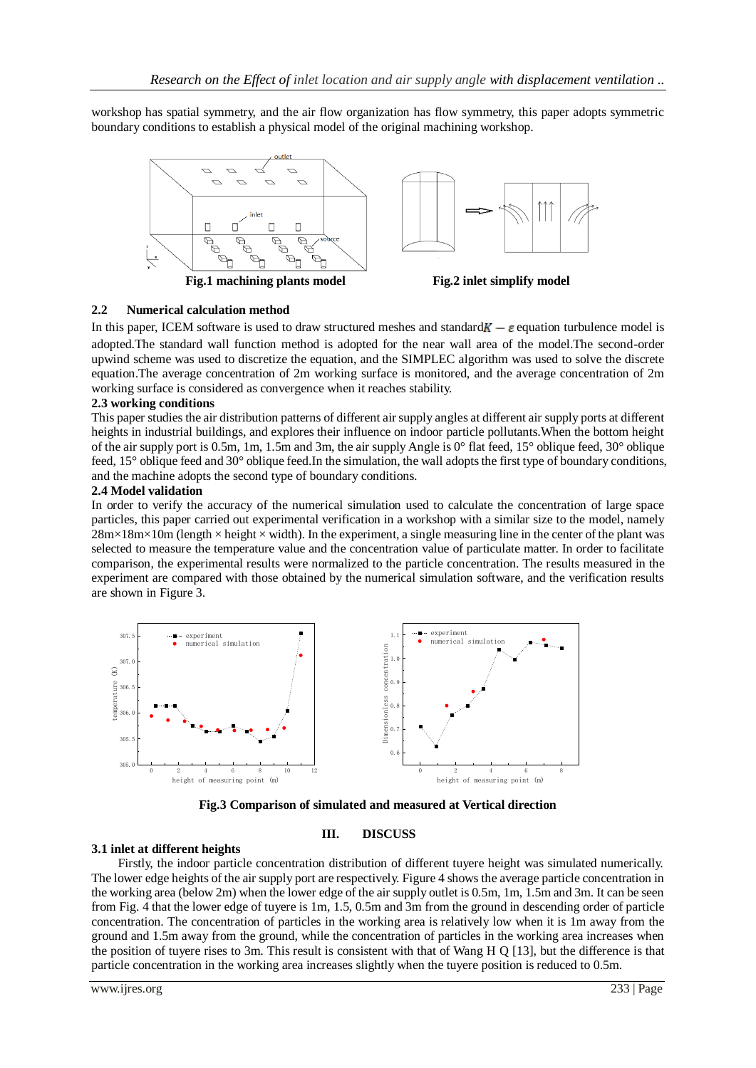workshop has spatial symmetry, and the air flow organization has flow symmetry, this paper adopts symmetric boundary conditions to establish a physical model of the original machining workshop.

**Fig.1 machining plants model**

**Fig.2 inlet simplify model**

### 2.2 Numerical calculation method

In this paper, ICEM software is used to draw structured meshes and standard $K-\varepsilon$ equation turbulence model is adopted.The standard wall function method is adopted for the near wall area of the model.The second-order upwind scheme was used to discretize the equation, and the SIMPLEC algorithm was used to solve the discrete equation.The average concentration of 2m working surface is monitored, and the average concentration of 2m working surface is considered as convergence when it reaches stability.

### 2.3 working conditions

This paper studies the air distribution patterns of different air supply angles at different air supply ports at different heights in industrial buildings, and explores their influence on indoor particle pollutants.When the bottom height of the air supply port is 0.5m, 1m, 1.5m and 3m, the air supply Angle is 0° flat feed, 15° oblique feed, 30° oblique feed, 15° oblique feed and 30° oblique feed.In the simulation, the wall adopts the first type of boundary conditions, and the machine adopts the second type of boundary conditions.

### 2.4 Model validation

In order to verify the accuracy of the numerical simulation used to calculate the concentration of large space particles, this paper carried out experimental verification in a workshop with a similar size to the model, namely 28m×18m×10m (length × height × width). In the experiment, a single measuring line in the center of the plant was selected to measure the temperature value and the concentration value of particulate matter. In order to facilitate comparison, the experimental results were normalized to the particle concentration. The results measured in the experiment are compared with those obtained by the numerical simulation software, and the verification results are shown in Figure 3.

**Fig.3 Comparison of simulated and measured at Vertical direction**

## III. DISCUSS

### 3.1 inlet at different heights

Firstly, the indoor particle concentration distribution of different tuyere height was simulated numerically. The lower edge heights of the air supply port are respectively. Figure 4 shows the average particle concentration in the working area (below 2m) when the lower edge of the air supply outlet is 0.5m, 1m, 1.5m and 3m. It can be seen from Fig. 4 that the lower edge of tuyere is 1m, 1.5, 0.5m and 3m from the ground in descending order of particle concentration. The concentration of particles in the working area is relatively low when it is 1m away from the ground and 1.5m away from the ground, while the concentration of particles in the working area increases when the position of tuyere rises to 3m. This result is consistent with that of Wang H Q [13], but the difference is that particle concentration in the working area increases slightly when the tuyere position is reduced to 0.5m.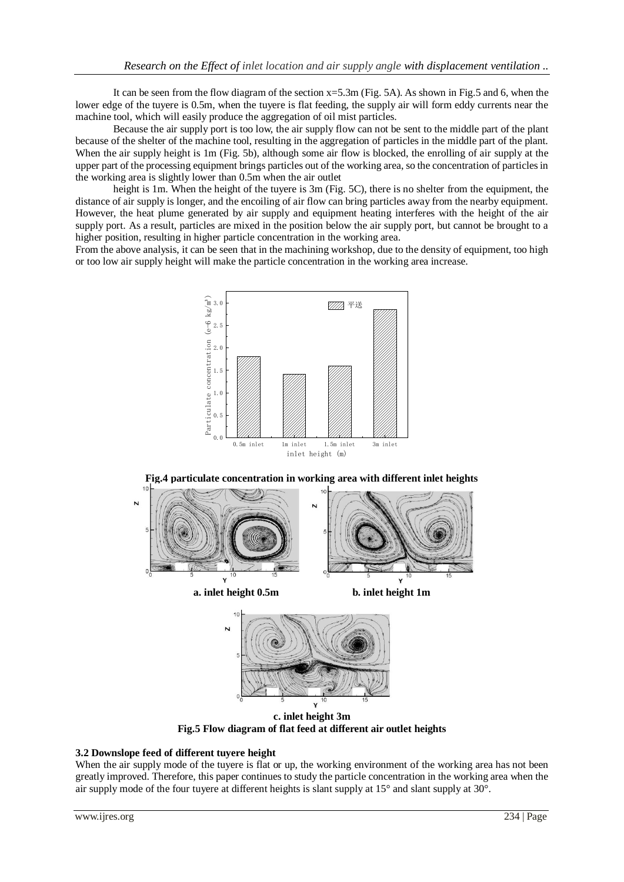It can be seen from the flow diagram of the section x=5.3m (Fig. 5A). As shown in Fig.5 and 6, when the lower edge of the tuyere is 0.5m, when the tuyere is flat feeding, the supply air will form eddy currents near the machine tool, which will easily produce the aggregation of oil mist particles.

Because the air supply port is too low, the air supply flow can not be sent to the middle part of the plant because of the shelter of the machine tool, resulting in the aggregation of particles in the middle part of the plant. When the air supply height is 1m (Fig. 5b), although some air flow is blocked, the enrolling of air supply at the upper part of the processing equipment brings particles out of the working area, so the concentration of particles in the working area is slightly lower than 0.5m when the air outlet

height is 1m. When the height of the tuyere is 3m (Fig. 5C), there is no shelter from the equipment, the distance of air supply is longer, and the encoiling of air flow can bring particles away from the nearby equipment. However, the heat plume generated by air supply and equipment heating interferes with the height of the air supply port. As a result, particles are mixed in the position below the air supply port, but cannot be brought to a higher position, resulting in higher particle concentration in the working area.

From the above analysis, it can be seen that in the machining workshop, due to the density of equipment, too high or too low air supply height will make the particle concentration in the working area increase.

**Fig.4 particulate concentration in working area with different inlet heights**

a. inlet height 0.5m

b. inlet height 1m

c. inlet height 3m

**Fig.5 Flow diagram of flat feed at different air outlet heights**

### 3.2 Downslope feed of different tuyere height

When the air supply mode of the tuyere is flat or up, the working environment of the working area has not been greatly improved. Therefore, this paper continues to study the particle concentration in the working area when the air supply mode of the four tuyere at different heights is slant supply at 15° and slant supply at 30°.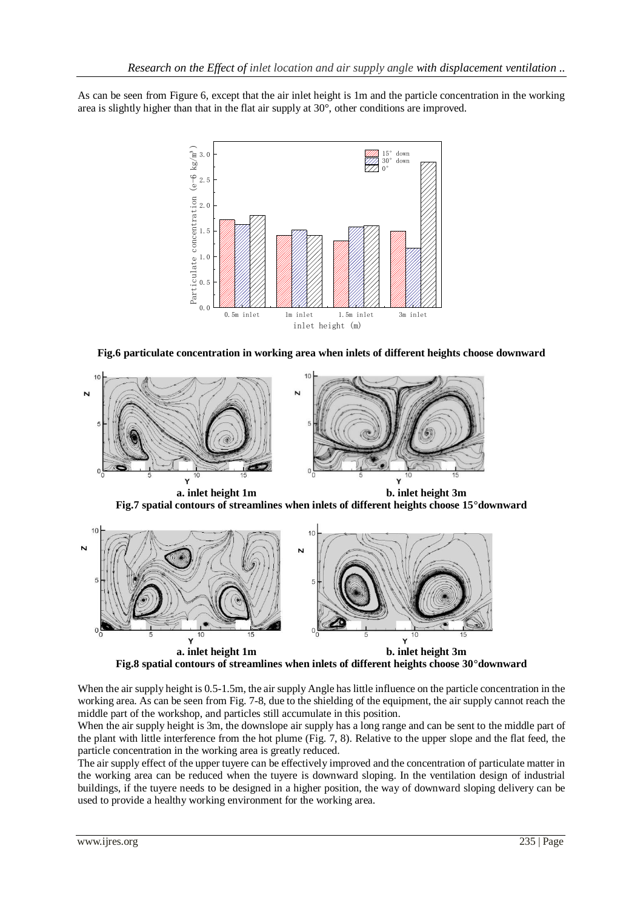As can be seen from Figure 6, except that the air inlet height is 1m and the particle concentration in the working area is slightly higher than that in the flat air supply at 30°, other conditions are improved.

**Fig.6 particulate concentration in working area when inlets of different heights choose downward**

a. inlet height 1m    b. inlet height 3m

**Fig.7 spatial contours of streamlines when inlets of different heights choose 15°downward**

a. inlet height 1m    b. inlet height 3m

**Fig.8 spatial contours of streamlines when inlets of different heights choose 30°downward**

When the air supply height is 0.5-1.5m, the air supply Angle has little influence on the particle concentration in the working area. As can be seen from Fig. 7-8, due to the shielding of the equipment, the air supply cannot reach the middle part of the workshop, and particles still accumulate in this position.

When the air supply height is 3m, the downslope air supply has a long range and can be sent to the middle part of the plant with little interference from the hot plume (Fig. 7, 8). Relative to the upper slope and the flat feed, the particle concentration in the working area is greatly reduced.

The air supply effect of the upper tuyere can be effectively improved and the concentration of particulate matter in the working area can be reduced when the tuyere is downward sloping. In the ventilation design of industrial buildings, if the tuyere needs to be designed in a higher position, the way of downward sloping delivery can be used to provide a healthy working environment for the working area.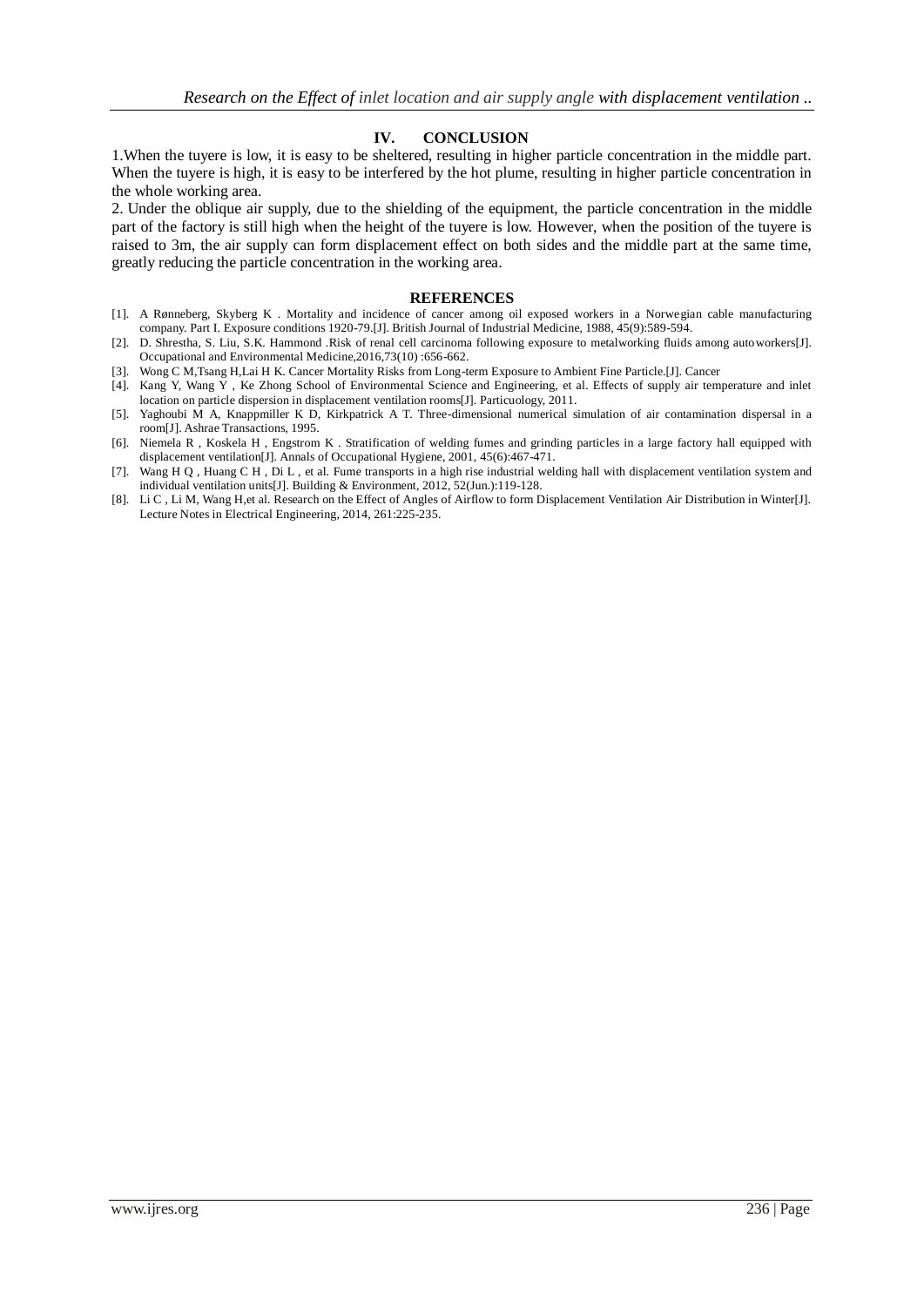## IV. CONCLUSION

1.When the tuyere is low, it is easy to be sheltered, resulting in higher particle concentration in the middle part. When the tuyere is high, it is easy to be interfered by the hot plume, resulting in higher particle concentration in the whole working area.

2. Under the oblique air supply, due to the shielding of the equipment, the particle concentration in the middle part of the factory is still high when the height of the tuyere is low. However, when the position of the tuyere is raised to 3m, the air supply can form displacement effect on both sides and the middle part at the same time, greatly reducing the particle concentration in the working area.

## REFERENCES

[1]. A Rønneberg, Skyberg K . Mortality and incidence of cancer among oil exposed workers in a Norwegian cable manufacturing company. Part I. Exposure conditions 1920-79.[J]. British Journal of Industrial Medicine, 1988, 45(9):589-594.

[2]. D. Shrestha, S. Liu, S.K. Hammond .Risk of renal cell carcinoma following exposure to metalworking fluids among autoworkers[J]. Occupational and Environmental Medicine,2016,73(10) :656-662.

[3]. Wong C M,Tsang H,Lai H K. Cancer Mortality Risks from Long-term Exposure to Ambient Fine Particle.[J]. Cancer

[4]. Kang Y, Wang Y , Ke Zhong School of Environmental Science and Engineering, et al. Effects of supply air temperature and inlet location on particle dispersion in displacement ventilation rooms[J]. Particuology, 2011.

[5]. Yaghoubi M A, Knappmiller K D, Kirkpatrick A T. Three-dimensional numerical simulation of air contamination dispersal in a room[J]. Ashrae Transactions, 1995.

[6]. Niemela R , Koskela H , Engstrom K . Stratification of welding fumes and grinding particles in a large factory hall equipped with displacement ventilation[J]. Annals of Occupational Hygiene, 2001, 45(6):467-471.

[7]. Wang H Q , Huang C H , Di L , et al. Fume transports in a high rise industrial welding hall with displacement ventilation system and individual ventilation units[J]. Building & Environment, 2012, 52(Jun.):119-128.

[8]. Li C , Li M, Wang H,et al. Research on the Effect of Angles of Airflow to form Displacement Ventilation Air Distribution in Winter[J]. Lecture Notes in Electrical Engineering, 2014, 261:225-235.